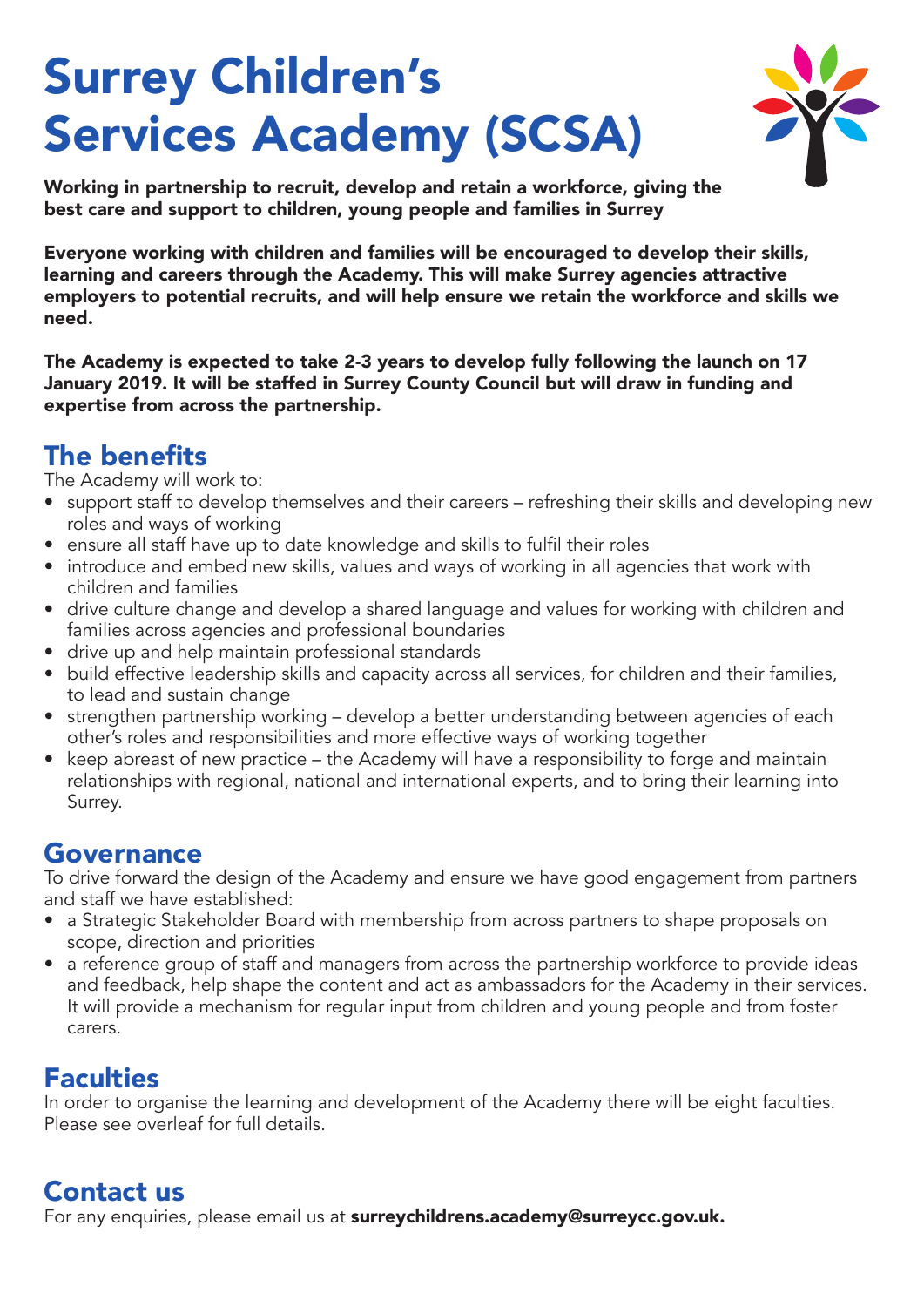# Surrey Children's Services Academy (SCSA)

**Working in partnership to recruit, develop and retain a workforce, giving the best care and support to children, young people and families in Surrey**

**Everyone working with children and families will be encouraged to develop their skills, learning and careers through the Academy. This will make Surrey agencies attractive employers to potential recruits, and will help ensure we retain the workforce and skills we need.**

**The Academy is expected to take 2-3 years to develop fully following the launch on 17 January 2019. It will be staffed in Surrey County Council but will draw in funding and expertise from across the partnership.**

## The benefits

The Academy will work to:

- support staff to develop themselves and their careers – refreshing their skills and developing new roles and ways of working
- ensure all staff have up to date knowledge and skills to fulfil their roles
- introduce and embed new skills, values and ways of working in all agencies that work with children and families
- drive culture change and develop a shared language and values for working with children and families across agencies and professional boundaries
- drive up and help maintain professional standards
- build effective leadership skills and capacity across all services, for children and their families, to lead and sustain change
- strengthen partnership working – develop a better understanding between agencies of each other's roles and responsibilities and more effective ways of working together
- keep abreast of new practice – the Academy will have a responsibility to forge and maintain relationships with regional, national and international experts, and to bring their learning into Surrey.

## Governance

To drive forward the design of the Academy and ensure we have good engagement from partners and staff we have established:

- a Strategic Stakeholder Board with membership from across partners to shape proposals on scope, direction and priorities
- a reference group of staff and managers from across the partnership workforce to provide ideas and feedback, help shape the content and act as ambassadors for the Academy in their services. It will provide a mechanism for regular input from children and young people and from foster carers.

## Faculties

In order to organise the learning and development of the Academy there will be eight faculties. Please see overleaf for full details.

## Contact us

For any enquiries, please email us at **surreychildrens.academy@surreycc.gov.uk.**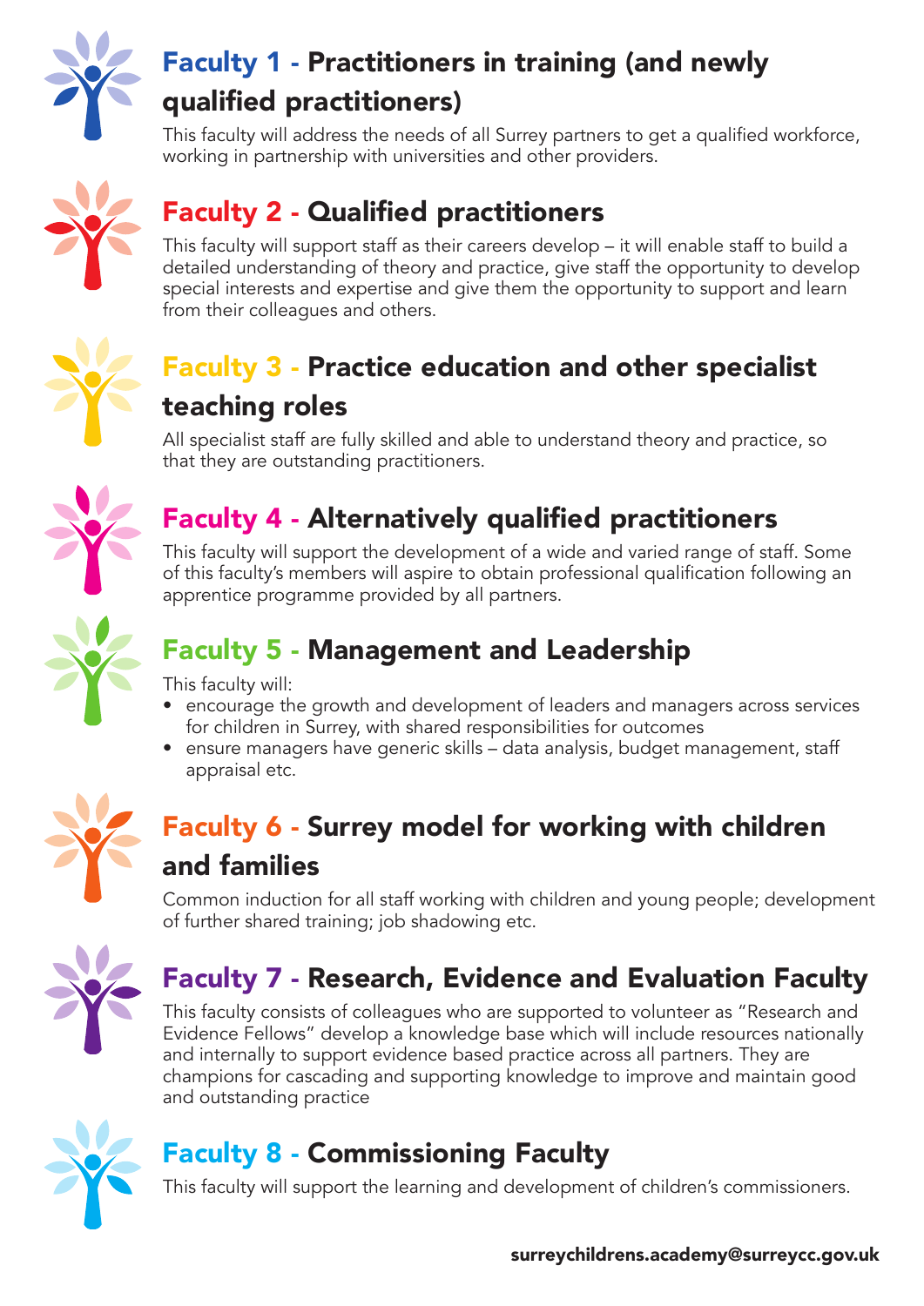## Faculty 1 - Practitioners in training (and newly qualified practitioners)

This faculty will address the needs of all Surrey partners to get a qualified workforce, working in partnership with universities and other providers.

## Faculty 2 - Qualified practitioners

This faculty will support staff as their careers develop – it will enable staff to build a detailed understanding of theory and practice, give staff the opportunity to develop special interests and expertise and give them the opportunity to support and learn from their colleagues and others.

## Faculty 3 - Practice education and other specialist teaching roles

All specialist staff are fully skilled and able to understand theory and practice, so that they are outstanding practitioners.

## Faculty 4 - Alternatively qualified practitioners

This faculty will support the development of a wide and varied range of staff. Some of this faculty's members will aspire to obtain professional qualification following an apprentice programme provided by all partners.

## Faculty 5 - Management and Leadership

This faculty will:

- encourage the growth and development of leaders and managers across services for children in Surrey, with shared responsibilities for outcomes
- ensure managers have generic skills – data analysis, budget management, staff appraisal etc.

## Faculty 6 - Surrey model for working with children and families

Common induction for all staff working with children and young people; development of further shared training; job shadowing etc.

## Faculty 7 - Research, Evidence and Evaluation Faculty

This faculty consists of colleagues who are supported to volunteer as "Research and Evidence Fellows" develop a knowledge base which will include resources nationally and internally to support evidence based practice across all partners. They are champions for cascading and supporting knowledge to improve and maintain good and outstanding practice

## Faculty 8 - Commissioning Faculty

This faculty will support the learning and development of children's commissioners.

**surreychildrens.academy@surreycc.gov.uk**